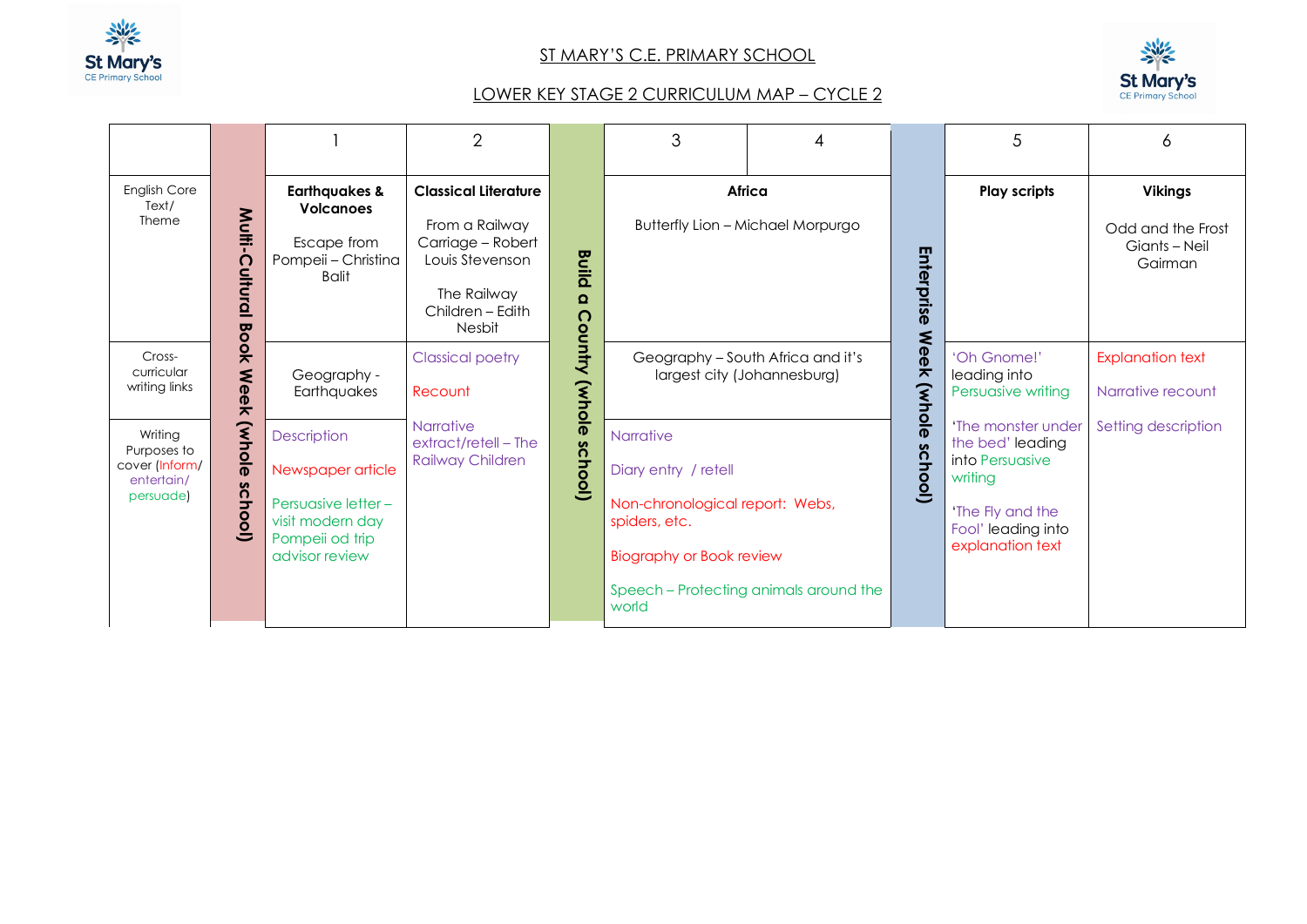# ST MARY'S C.E. PRIMARY SCHOOL

## LOWER KEY STAGE 2 CURRICULUM MAP – CYCLE 2

| | | 1 | 2 | | 3 | 4 | | 5 | 6 |
|---|---|---|---|---|---|---|---|---|---|
| English Core Text/ Theme | **Multi-Cultural Book Week (whole school)** | **Earthquakes & Volcanoes**<br><br>Escape from Pompeii – Christina Balit | **Classical Literature**<br><br>From a Railway Carriage – Robert Louis Stevenson<br><br>The Railway Children – Edith Nesbit | **Build a Country (whole school)** | **Africa**<br><br>Butterfly Lion – Michael Morpurgo | | **Enterprise Week (whole school)** | **Play scripts** | **Vikings**<br><br>Odd and the Frost Giants – Neil Gairman |
| Cross-curricular writing links | | Geography - Earthquakes | Classical poetry<br><br>Recount<br><br>Narrative extract/retell – The Railway Children | | Geography – South Africa and it's largest city (Johannesburg) | | | 'Oh Gnome!' leading into Persuasive writing<br><br>'The monster under the bed' leading into Persuasive writing<br><br>'The Fly and the Fool' leading into explanation text | Explanation text<br><br>Narrative recount<br><br>Setting description |
| Writing Purposes to cover (Inform/ entertain/ persuade) | | Description<br><br>Newspaper article<br><br>Persuasive letter – visit modern day Pompeii od trip advisor review | | | Narrative<br><br>Diary entry / retell<br><br>Non-chronological report: Webs, spiders, etc.<br><br>Biography or Book review<br><br>Speech – Protecting animals around the world | | | | |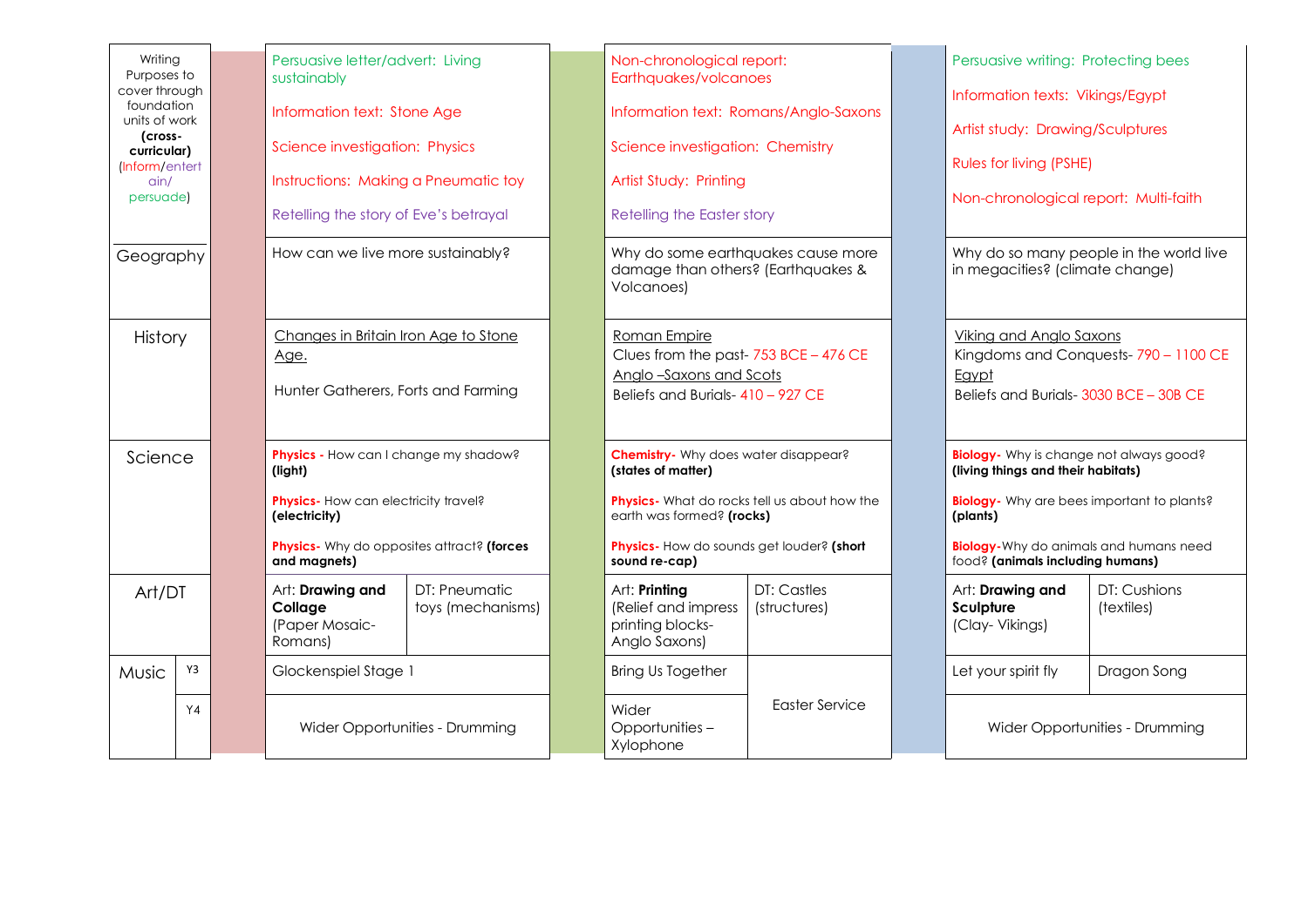| Writing Purposes to cover through foundation units of work **(cross-curricular)** (Inform/entertain/persuade) | | Persuasive letter/advert: Living sustainably<br><br>Information text: Stone Age<br><br>Science investigation: Physics<br><br>Instructions: Making a Pneumatic toy<br><br>Retelling the story of Eve's betrayal | | Non-chronological report: Earthquakes/volcanoes<br><br>Information text: Romans/Anglo-Saxons<br><br>Science investigation: Chemistry<br><br>Artist Study: Printing<br><br>Retelling the Easter story | | Persuasive writing: Protecting bees<br><br>Information texts: Vikings/Egypt<br><br>Artist study: Drawing/Sculptures<br><br>Rules for living (PSHE)<br><br>Non-chronological report: Multi-faith | |
|---|---|---|---|---|---|---|---|
| Geography | | How can we live more sustainably? | | Why do some earthquakes cause more damage than others? (Earthquakes & Volcanoes) | | Why do so many people in the world live in megacities? (climate change) | |
| History | | Changes in Britain Iron Age to Stone Age.<br><br>Hunter Gatherers, Forts and Farming | | Roman Empire<br>Clues from the past- 753 BCE – 476 CE<br>Anglo –Saxons and Scots<br>Beliefs and Burials- 410 – 927 CE | | Viking and Anglo Saxons<br>Kingdoms and Conquests- 790 – 1100 CE<br>Egypt<br>Beliefs and Burials- 3030 BCE – 30B CE | |
| Science | | **Physics -** How can I change my shadow? **(light)**<br><br>**Physics-** How can electricity travel? **(electricity)**<br><br>**Physics-** Why do opposites attract? **(forces and magnets)** | | **Chemistry-** Why does water disappear? **(states of matter)**<br><br>**Physics-** What do rocks tell us about how the earth was formed? **(rocks)**<br><br>**Physics-** How do sounds get louder? **(short sound re-cap)** | | **Biology-** Why is change not always good? **(living things and their habitats)**<br><br>**Biology-** Why are bees important to plants? **(plants)**<br><br>**Biology-**Why do animals and humans need food? **(animals including humans)** | |
| Art/DT | | Art: **Drawing and Collage** (Paper Mosaic- Romans) | DT: Pneumatic toys (mechanisms) | Art: **Printing** (Relief and impress printing blocks- Anglo Saxons) | DT: Castles (structures) | Art: **Drawing and Sculpture** (Clay- Vikings) | DT: Cushions (textiles) |
| Music | Y3 | Glockenspiel Stage 1 | | Bring Us Together | Easter Service | Let your spirit fly | Dragon Song |
| | Y4 | Wider Opportunities - Drumming | | Wider Opportunities – Xylophone | | Wider Opportunities - Drumming | |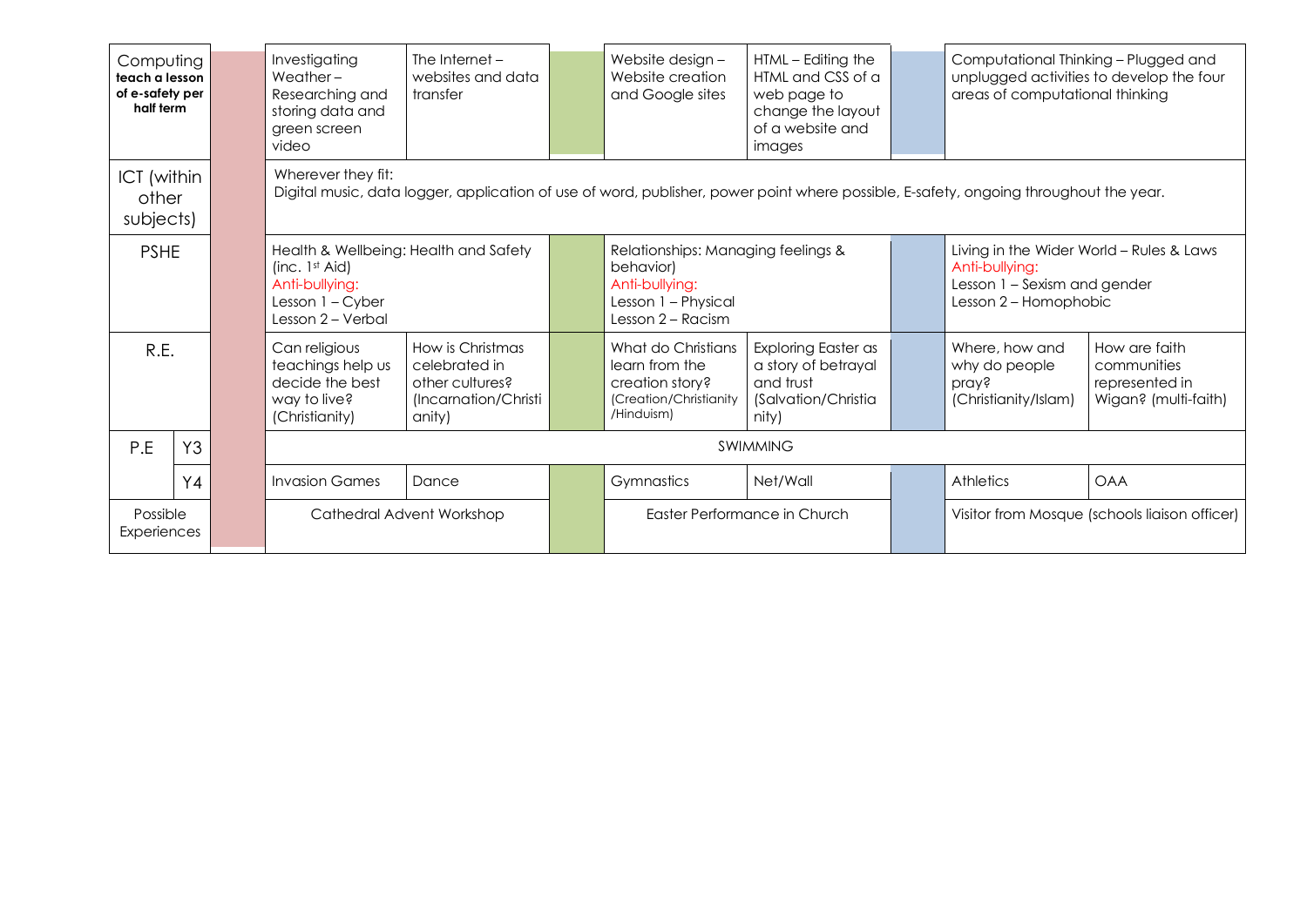| | | | | | | | | | |
|---|---|---|---|---|---|---|---|---|---|
| Computing **teach a lesson of e-safety per half term** | | | Investigating Weather – Researching and storing data and green screen video | The Internet – websites and data transfer | | Website design – Website creation and Google sites | HTML – Editing the HTML and CSS of a web page to change the layout of a website and images | | Computational Thinking – Plugged and unplugged activities to develop the four areas of computational thinking |
| ICT (within other subjects) | | | Wherever they fit: Digital music, data logger, application of use of word, publisher, power point where possible, E-safety, ongoing throughout the year. | | | | | | |
| PSHE | | | Health & Wellbeing: Health and Safety (inc. 1st Aid) Anti-bullying: Lesson 1 – Cyber Lesson 2 – Verbal | | | Relationships: Managing feelings & behavior) Anti-bullying: Lesson 1 – Physical Lesson 2 – Racism | | | Living in the Wider World – Rules & Laws Anti-bullying: Lesson 1 – Sexism and gender Lesson 2 – Homophobic |
| R.E. | | | Can religious teachings help us decide the best way to live? (Christianity) | How is Christmas celebrated in other cultures? (Incarnation/Christianity) | | What do Christians learn from the creation story? (Creation/Christianity /Hinduism) | Exploring Easter as a story of betrayal and trust (Salvation/Christianity) | | Where, how and why do people pray? (Christianity/Islam) | How are faith communities represented in Wigan? (multi-faith) |
| P.E | Y3 | | SWIMMING | | | | | | | |
| | Y4 | | Invasion Games | Dance | | Gymnastics | Net/Wall | | Athletics | OAA |
| Possible Experiences | | | Cathedral Advent Workshop | | | Easter Performance in Church | | | Visitor from Mosque (schools liaison officer) |